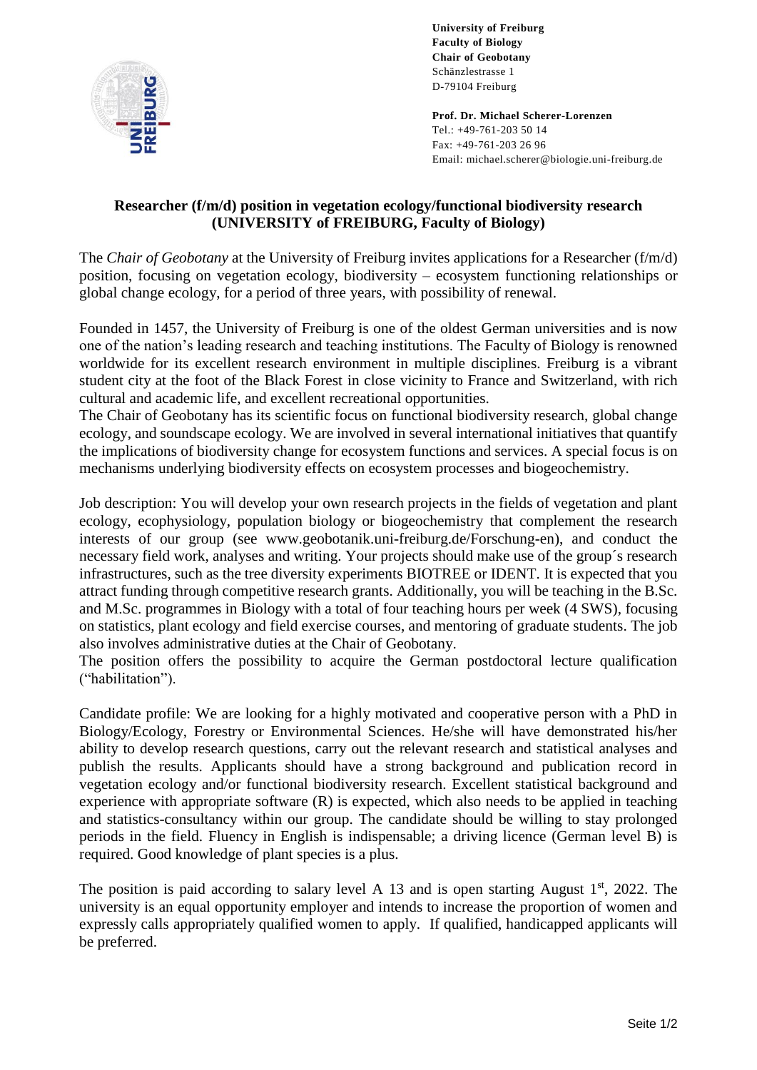**University of Freiburg**
**Faculty of Biology**
**Chair of Geobotany**
Schänzlestrasse 1
D-79104 Freiburg

**Prof. Dr. Michael Scherer-Lorenzen**
Tel.: +49-761-203 50 14
Fax: +49-761-203 26 96
Email: michael.scherer@biologie.uni-freiburg.de

## Researcher (f/m/d) position in vegetation ecology/functional biodiversity research (UNIVERSITY of FREIBURG, Faculty of Biology)

The *Chair of Geobotany* at the University of Freiburg invites applications for a Researcher (f/m/d) position, focusing on vegetation ecology, biodiversity – ecosystem functioning relationships or global change ecology, for a period of three years, with possibility of renewal.

Founded in 1457, the University of Freiburg is one of the oldest German universities and is now one of the nation's leading research and teaching institutions. The Faculty of Biology is renowned worldwide for its excellent research environment in multiple disciplines. Freiburg is a vibrant student city at the foot of the Black Forest in close vicinity to France and Switzerland, with rich cultural and academic life, and excellent recreational opportunities.
The Chair of Geobotany has its scientific focus on functional biodiversity research, global change ecology, and soundscape ecology. We are involved in several international initiatives that quantify the implications of biodiversity change for ecosystem functions and services. A special focus is on mechanisms underlying biodiversity effects on ecosystem processes and biogeochemistry.

Job description: You will develop your own research projects in the fields of vegetation and plant ecology, ecophysiology, population biology or biogeochemistry that complement the research interests of our group (see www.geobotanik.uni-freiburg.de/Forschung-en), and conduct the necessary field work, analyses and writing. Your projects should make use of the group´s research infrastructures, such as the tree diversity experiments BIOTREE or IDENT. It is expected that you attract funding through competitive research grants. Additionally, you will be teaching in the B.Sc. and M.Sc. programmes in Biology with a total of four teaching hours per week (4 SWS), focusing on statistics, plant ecology and field exercise courses, and mentoring of graduate students. The job also involves administrative duties at the Chair of Geobotany.
The position offers the possibility to acquire the German postdoctoral lecture qualification ("habilitation").

Candidate profile: We are looking for a highly motivated and cooperative person with a PhD in Biology/Ecology, Forestry or Environmental Sciences. He/she will have demonstrated his/her ability to develop research questions, carry out the relevant research and statistical analyses and publish the results. Applicants should have a strong background and publication record in vegetation ecology and/or functional biodiversity research. Excellent statistical background and experience with appropriate software (R) is expected, which also needs to be applied in teaching and statistics-consultancy within our group. The candidate should be willing to stay prolonged periods in the field. Fluency in English is indispensable; a driving licence (German level B) is required. Good knowledge of plant species is a plus.

The position is paid according to salary level A 13 and is open starting August 1st, 2022. The university is an equal opportunity employer and intends to increase the proportion of women and expressly calls appropriately qualified women to apply. If qualified, handicapped applicants will be preferred.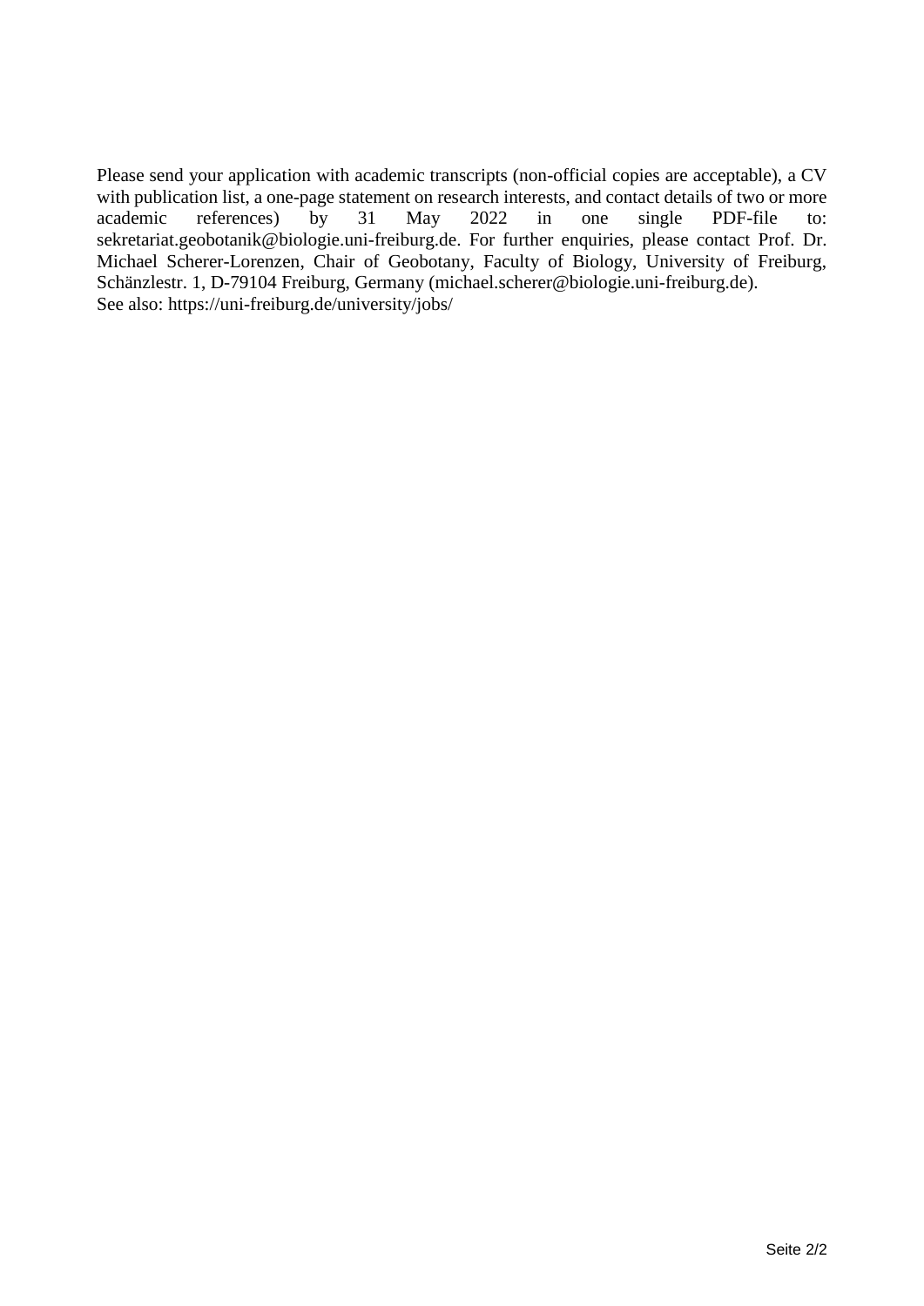Please send your application with academic transcripts (non-official copies are acceptable), a CV with publication list, a one-page statement on research interests, and contact details of two or more academic references) by 31 May 2022 in one single PDF-file to: sekretariat.geobotanik@biologie.uni-freiburg.de. For further enquiries, please contact Prof. Dr. Michael Scherer-Lorenzen, Chair of Geobotany, Faculty of Biology, University of Freiburg, Schänzlestr. 1, D-79104 Freiburg, Germany (michael.scherer@biologie.uni-freiburg.de).
See also: https://uni-freiburg.de/university/jobs/